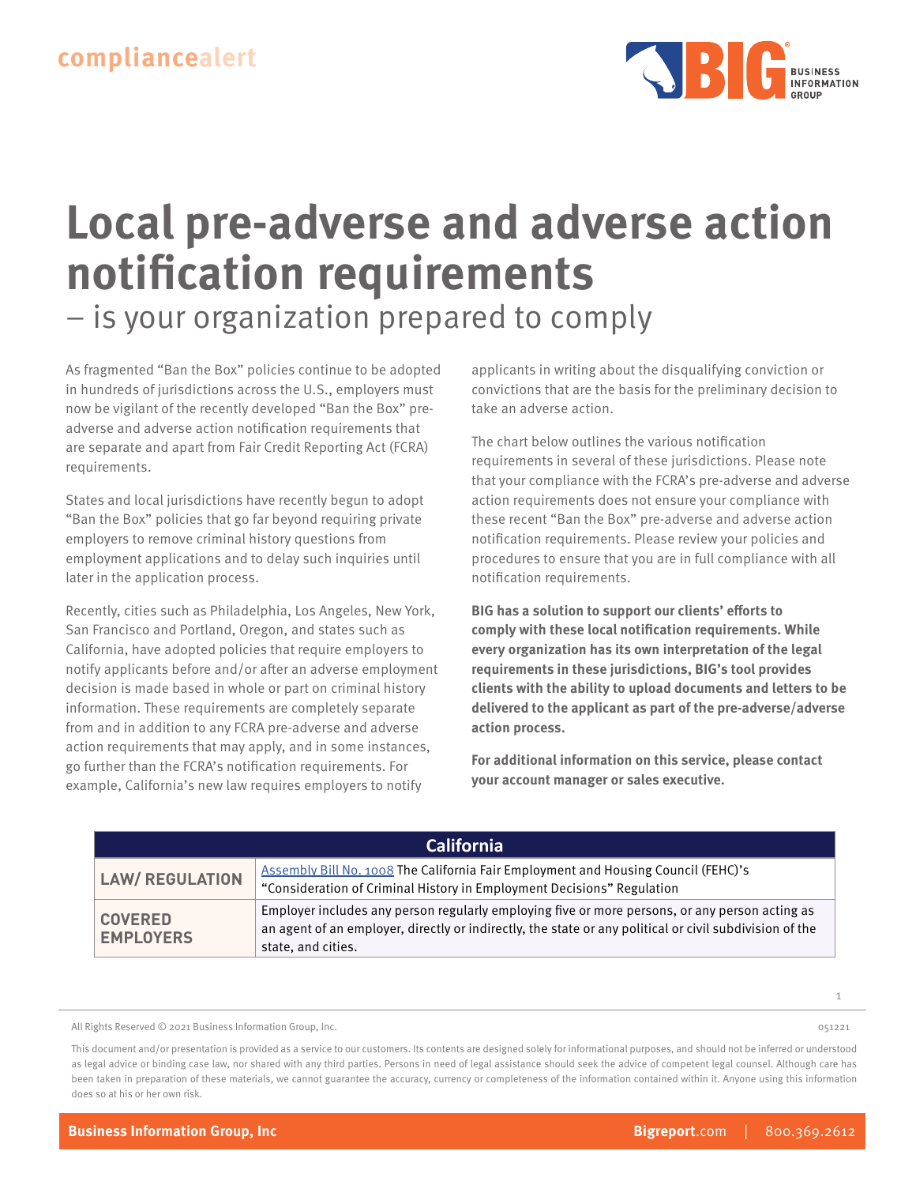compliancealert

# Local pre-adverse and adverse action notification requirements

## – is your organization prepared to comply

As fragmented "Ban the Box" policies continue to be adopted in hundreds of jurisdictions across the U.S., employers must now be vigilant of the recently developed "Ban the Box" pre-adverse and adverse action notification requirements that are separate and apart from Fair Credit Reporting Act (FCRA) requirements.

States and local jurisdictions have recently begun to adopt "Ban the Box" policies that go far beyond requiring private employers to remove criminal history questions from employment applications and to delay such inquiries until later in the application process.

Recently, cities such as Philadelphia, Los Angeles, New York, San Francisco and Portland, Oregon, and states such as California, have adopted policies that require employers to notify applicants before and/or after an adverse employment decision is made based in whole or part on criminal history information. These requirements are completely separate from and in addition to any FCRA pre-adverse and adverse action requirements that may apply, and in some instances, go further than the FCRA's notification requirements. For example, California's new law requires employers to notify applicants in writing about the disqualifying conviction or convictions that are the basis for the preliminary decision to take an adverse action.

The chart below outlines the various notification requirements in several of these jurisdictions. Please note that your compliance with the FCRA's pre-adverse and adverse action requirements does not ensure your compliance with these recent "Ban the Box" pre-adverse and adverse action notification requirements. Please review your policies and procedures to ensure that you are in full compliance with all notification requirements.

**BIG has a solution to support our clients' efforts to comply with these local notification requirements. While every organization has its own interpretation of the legal requirements in these jurisdictions, BIG's tool provides clients with the ability to upload documents and letters to be delivered to the applicant as part of the pre-adverse/adverse action process.**

**For additional information on this service, please contact your account manager or sales executive.**

| California | |
|---|---|
| **LAW/ REGULATION** | Assembly Bill No. 1008 The California Fair Employment and Housing Council (FEHC)'s "Consideration of Criminal History in Employment Decisions" Regulation |
| **COVERED EMPLOYERS** | Employer includes any person regularly employing five or more persons, or any person acting as an agent of an employer, directly or indirectly, the state or any political or civil subdivision of the state, and cities. |

All Rights Reserved © 2021 Business Information Group, Inc.

051221

This document and/or presentation is provided as a service to our customers. Its contents are designed solely for informational purposes, and should not be inferred or understood as legal advice or binding case law, nor shared with any third parties. Persons in need of legal assistance should seek the advice of competent legal counsel. Although care has been taken in preparation of these materials, we cannot guarantee the accuracy, currency or completeness of the information contained within it. Anyone using this information does so at his or her own risk.

**Business Information Group, Inc** **Bigreport**.com | 800.369.2612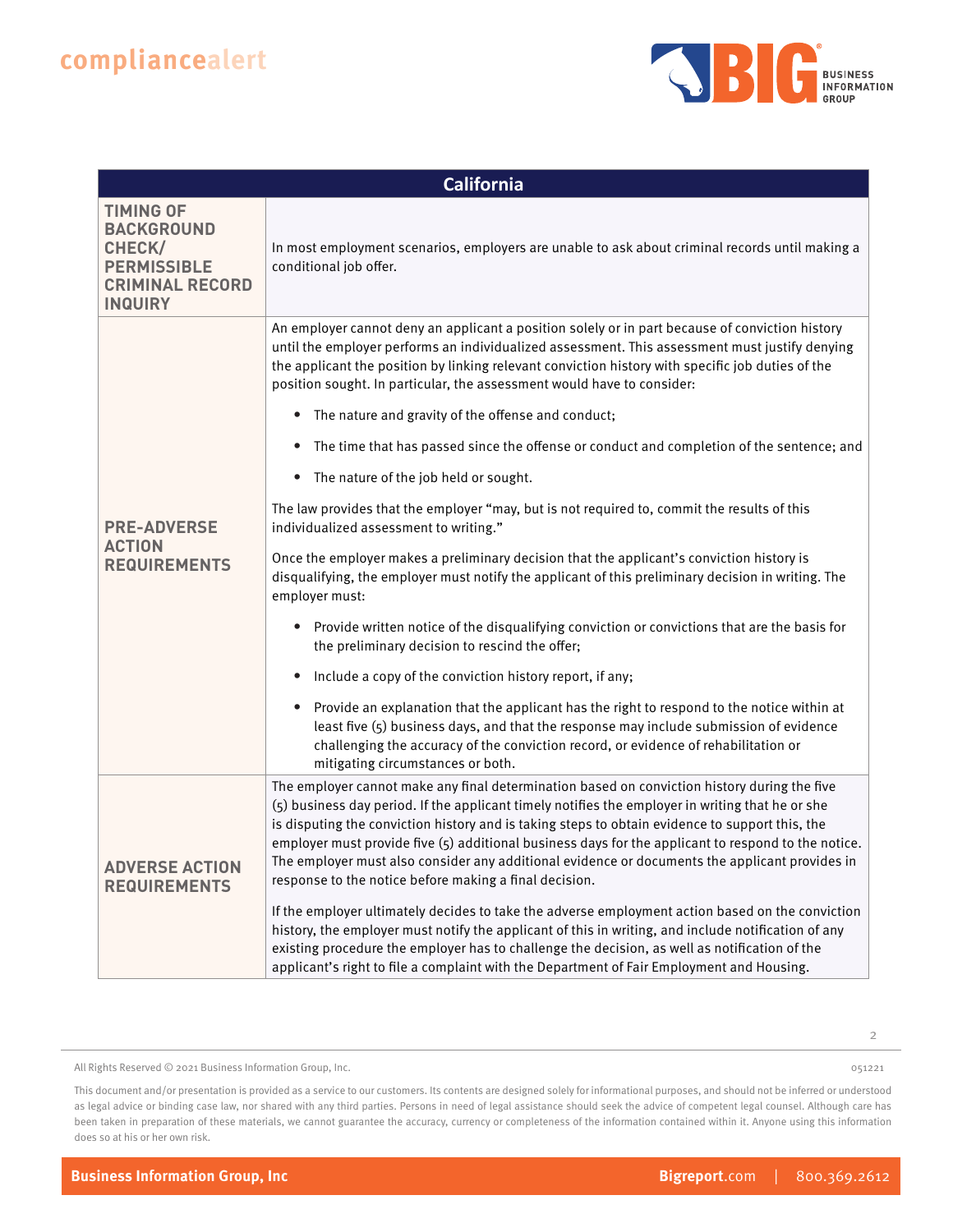| California | |
|---|---|
| **TIMING OF BACKGROUND CHECK/ PERMISSIBLE CRIMINAL RECORD INQUIRY** | In most employment scenarios, employers are unable to ask about criminal records until making a conditional job offer. |
| **PRE-ADVERSE ACTION REQUIREMENTS** | An employer cannot deny an applicant a position solely or in part because of conviction history until the employer performs an individualized assessment. This assessment must justify denying the applicant the position by linking relevant conviction history with specific job duties of the position sought. In particular, the assessment would have to consider:<br><br>• The nature and gravity of the offense and conduct;<br>• The time that has passed since the offense or conduct and completion of the sentence; and<br>• The nature of the job held or sought.<br><br>The law provides that the employer "may, but is not required to, commit the results of this individualized assessment to writing."<br><br>Once the employer makes a preliminary decision that the applicant's conviction history is disqualifying, the employer must notify the applicant of this preliminary decision in writing. The employer must:<br><br>• Provide written notice of the disqualifying conviction or convictions that are the basis for the preliminary decision to rescind the offer;<br>• Include a copy of the conviction history report, if any;<br>• Provide an explanation that the applicant has the right to respond to the notice within at least five (5) business days, and that the response may include submission of evidence challenging the accuracy of the conviction record, or evidence of rehabilitation or mitigating circumstances or both. |
| **ADVERSE ACTION REQUIREMENTS** | The employer cannot make any final determination based on conviction history during the five (5) business day period. If the applicant timely notifies the employer in writing that he or she is disputing the conviction history and is taking steps to obtain evidence to support this, the employer must provide five (5) additional business days for the applicant to respond to the notice. The employer must also consider any additional evidence or documents the applicant provides in response to the notice before making a final decision.<br><br>If the employer ultimately decides to take the adverse employment action based on the conviction history, the employer must notify the applicant of this in writing, and include notification of any existing procedure the employer has to challenge the decision, as well as notification of the applicant's right to file a complaint with the Department of Fair Employment and Housing. |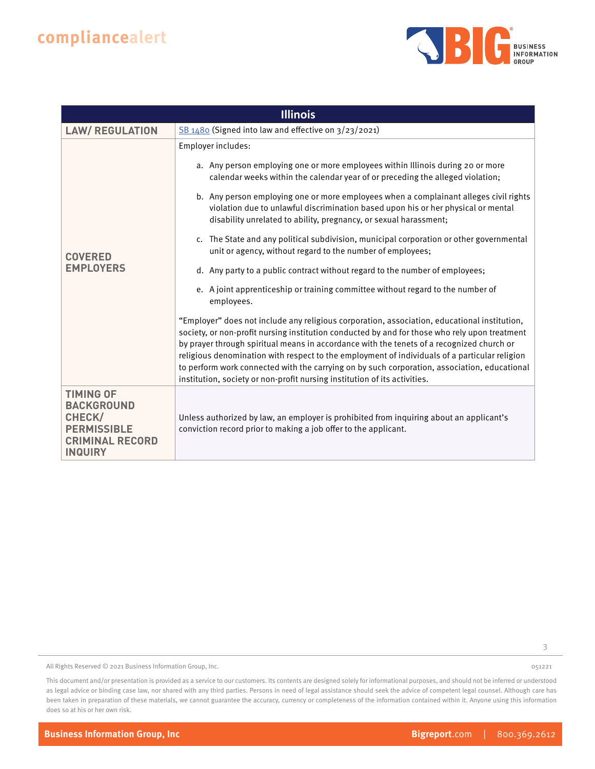| Illinois | |
|---|---|
| **LAW/ REGULATION** | SB 1480 (Signed into law and effective on 3/23/2021) |
| **COVERED EMPLOYERS** | Employer includes:<br><br>a. Any person employing one or more employees within Illinois during 20 or more calendar weeks within the calendar year of or preceding the alleged violation;<br><br>b. Any person employing one or more employees when a complainant alleges civil rights violation due to unlawful discrimination based upon his or her physical or mental disability unrelated to ability, pregnancy, or sexual harassment;<br><br>c. The State and any political subdivision, municipal corporation or other governmental unit or agency, without regard to the number of employees;<br><br>d. Any party to a public contract without regard to the number of employees;<br><br>e. A joint apprenticeship or training committee without regard to the number of employees.<br><br>"Employer" does not include any religious corporation, association, educational institution, society, or non-profit nursing institution conducted by and for those who rely upon treatment by prayer through spiritual means in accordance with the tenets of a recognized church or religious denomination with respect to the employment of individuals of a particular religion to perform work connected with the carrying on by such corporation, association, educational institution, society or non-profit nursing institution of its activities. |
| **TIMING OF BACKGROUND CHECK/ PERMISSIBLE CRIMINAL RECORD INQUIRY** | Unless authorized by law, an employer is prohibited from inquiring about an applicant's conviction record prior to making a job offer to the applicant. |

All Rights Reserved © 2021 Business Information Group, Inc.

This document and/or presentation is provided as a service to our customers. Its contents are designed solely for informational purposes, and should not be inferred or understood as legal advice or binding case law, nor shared with any third parties. Persons in need of legal assistance should seek the advice of competent legal counsel. Although care has been taken in preparation of these materials, we cannot guarantee the accuracy, currency or completeness of the information contained within it. Anyone using this information does so at his or her own risk.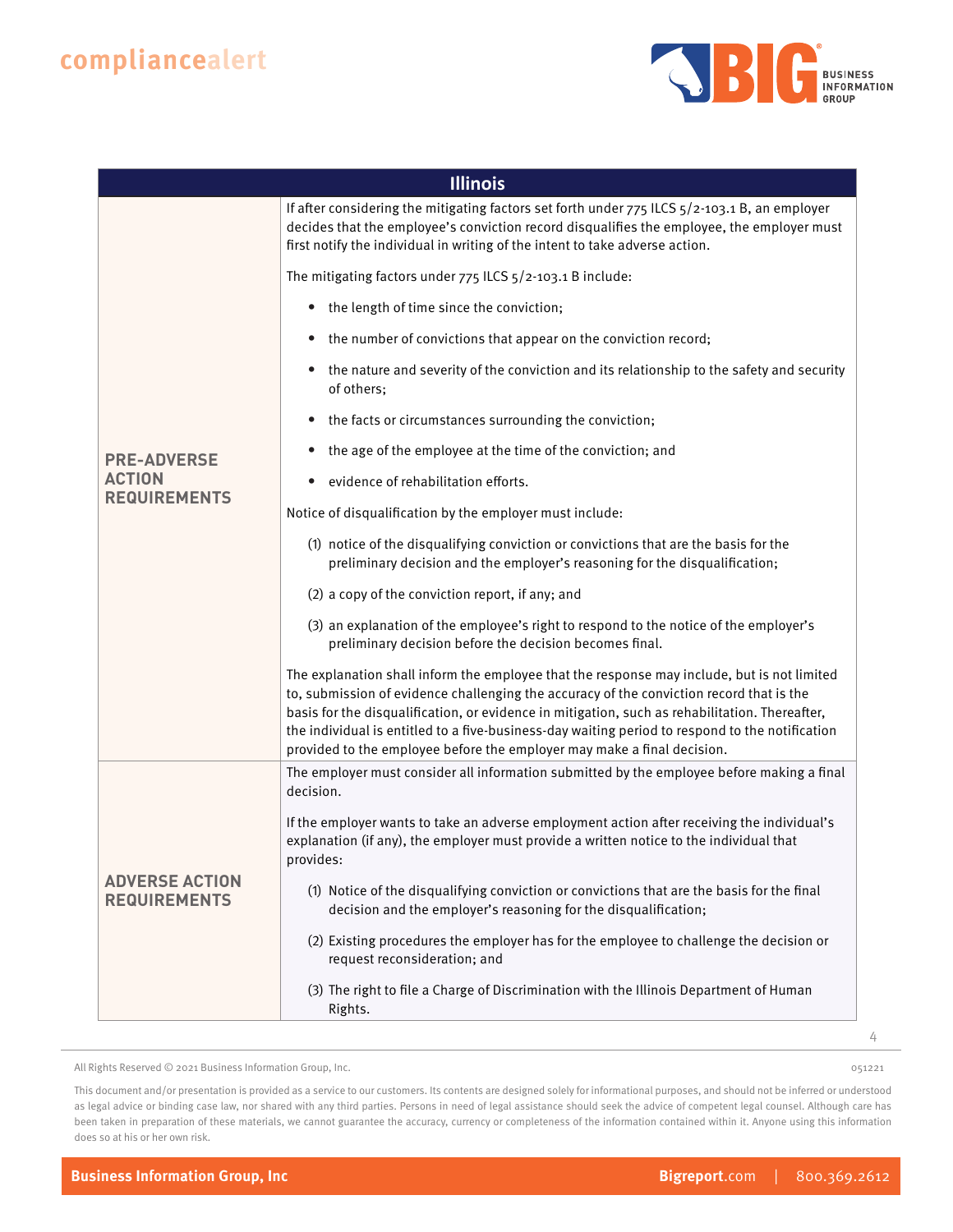| Illinois | |
|---|---|
| **PRE-ADVERSE ACTION REQUIREMENTS** | If after considering the mitigating factors set forth under 775 ILCS 5/2-103.1 B, an employer decides that the employee's conviction record disqualifies the employee, the employer must first notify the individual in writing of the intent to take adverse action.<br><br>The mitigating factors under 775 ILCS 5/2-103.1 B include:<br><br>• the length of time since the conviction;<br>• the number of convictions that appear on the conviction record;<br>• the nature and severity of the conviction and its relationship to the safety and security of others;<br>• the facts or circumstances surrounding the conviction;<br>• the age of the employee at the time of the conviction; and<br>• evidence of rehabilitation efforts.<br><br>Notice of disqualification by the employer must include:<br><br>(1) notice of the disqualifying conviction or convictions that are the basis for the preliminary decision and the employer's reasoning for the disqualification;<br>(2) a copy of the conviction report, if any; and<br>(3) an explanation of the employee's right to respond to the notice of the employer's preliminary decision before the decision becomes final.<br><br>The explanation shall inform the employee that the response may include, but is not limited to, submission of evidence challenging the accuracy of the conviction record that is the basis for the disqualification, or evidence in mitigation, such as rehabilitation. Thereafter, the individual is entitled to a five-business-day waiting period to respond to the notification provided to the employee before the employer may make a final decision. |
| **ADVERSE ACTION REQUIREMENTS** | The employer must consider all information submitted by the employee before making a final decision.<br><br>If the employer wants to take an adverse employment action after receiving the individual's explanation (if any), the employer must provide a written notice to the individual that provides:<br><br>(1) Notice of the disqualifying conviction or convictions that are the basis for the final decision and the employer's reasoning for the disqualification;<br>(2) Existing procedures the employer has for the employee to challenge the decision or request reconsideration; and<br>(3) The right to file a Charge of Discrimination with the Illinois Department of Human Rights. |

All Rights Reserved © 2021 Business Information Group, Inc.

051221

This document and/or presentation is provided as a service to our customers. Its contents are designed solely for informational purposes, and should not be inferred or understood as legal advice or binding case law, nor shared with any third parties. Persons in need of legal assistance should seek the advice of competent legal counsel. Although care has been taken in preparation of these materials, we cannot guarantee the accuracy, currency or completeness of the information contained within it. Anyone using this information does so at his or her own risk.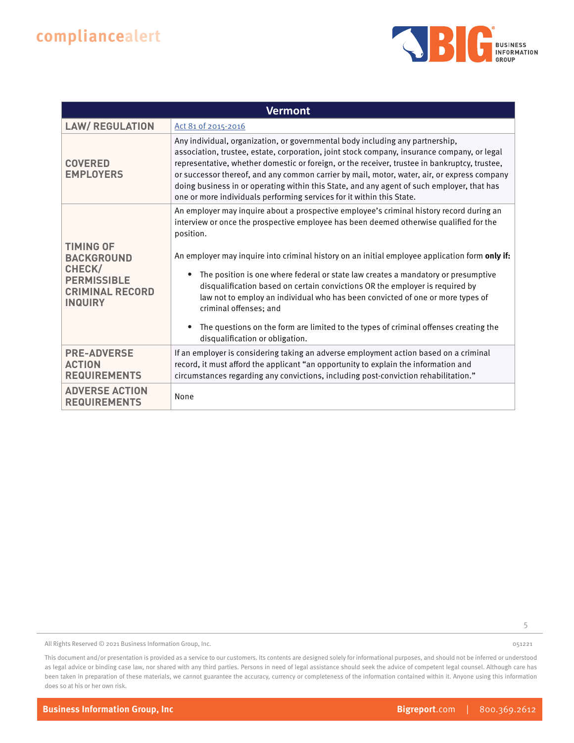| Vermont | |
|---|---|
| **LAW/ REGULATION** | Act 81 of 2015-2016 |
| **COVERED EMPLOYERS** | Any individual, organization, or governmental body including any partnership, association, trustee, estate, corporation, joint stock company, insurance company, or legal representative, whether domestic or foreign, or the receiver, trustee in bankruptcy, trustee, or successor thereof, and any common carrier by mail, motor, water, air, or express company doing business in or operating within this State, and any agent of such employer, that has one or more individuals performing services for it within this State. |
| **TIMING OF BACKGROUND CHECK/ PERMISSIBLE CRIMINAL RECORD INQUIRY** | An employer may inquire about a prospective employee's criminal history record during an interview or once the prospective employee has been deemed otherwise qualified for the position.<br><br>An employer may inquire into criminal history on an initial employee application form **only if:**<br><br>• The position is one where federal or state law creates a mandatory or presumptive disqualification based on certain convictions OR the employer is required by law not to employ an individual who has been convicted of one or more types of criminal offenses; and<br><br>• The questions on the form are limited to the types of criminal offenses creating the disqualification or obligation. |
| **PRE-ADVERSE ACTION REQUIREMENTS** | If an employer is considering taking an adverse employment action based on a criminal record, it must afford the applicant "an opportunity to explain the information and circumstances regarding any convictions, including post-conviction rehabilitation." |
| **ADVERSE ACTION REQUIREMENTS** | None |

All Rights Reserved © 2021 Business Information Group, Inc.

This document and/or presentation is provided as a service to our customers. Its contents are designed solely for informational purposes, and should not be inferred or understood as legal advice or binding case law, nor shared with any third parties. Persons in need of legal assistance should seek the advice of competent legal counsel. Although care has been taken in preparation of these materials, we cannot guarantee the accuracy, currency or completeness of the information contained within it. Anyone using this information does so at his or her own risk.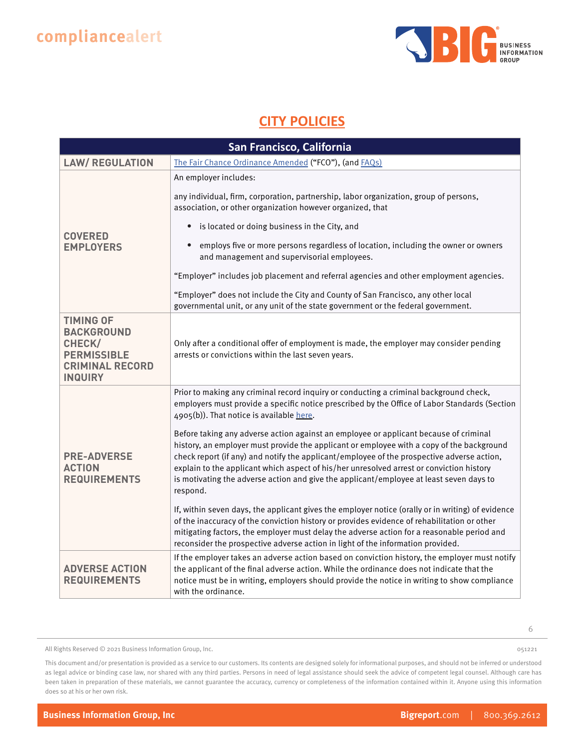## CITY POLICIES

| San Francisco, California | |
|---|---|
| **LAW/ REGULATION** | The Fair Chance Ordinance Amended ("FCO"), (and FAQs) |
| **COVERED EMPLOYERS** | An employer includes:<br><br>any individual, firm, corporation, partnership, labor organization, group of persons, association, or other organization however organized, that<br><br>• is located or doing business in the City, and<br><br>• employs five or more persons regardless of location, including the owner or owners and management and supervisorial employees.<br><br>"Employer" includes job placement and referral agencies and other employment agencies.<br><br>"Employer" does not include the City and County of San Francisco, any other local governmental unit, or any unit of the state government or the federal government. |
| **TIMING OF BACKGROUND CHECK/ PERMISSIBLE CRIMINAL RECORD INQUIRY** | Only after a conditional offer of employment is made, the employer may consider pending arrests or convictions within the last seven years. |
| **PRE-ADVERSE ACTION REQUIREMENTS** | Prior to making any criminal record inquiry or conducting a criminal background check, employers must provide a specific notice prescribed by the Office of Labor Standards (Section 4905(b)). That notice is available here.<br><br>Before taking any adverse action against an employee or applicant because of criminal history, an employer must provide the applicant or employee with a copy of the background check report (if any) and notify the applicant/employee of the prospective adverse action, explain to the applicant which aspect of his/her unresolved arrest or conviction history is motivating the adverse action and give the applicant/employee at least seven days to respond.<br><br>If, within seven days, the applicant gives the employer notice (orally or in writing) of evidence of the inaccuracy of the conviction history or provides evidence of rehabilitation or other mitigating factors, the employer must delay the adverse action for a reasonable period and reconsider the prospective adverse action in light of the information provided. |
| **ADVERSE ACTION REQUIREMENTS** | If the employer takes an adverse action based on conviction history, the employer must notify the applicant of the final adverse action. While the ordinance does not indicate that the notice must be in writing, employers should provide the notice in writing to show compliance with the ordinance. |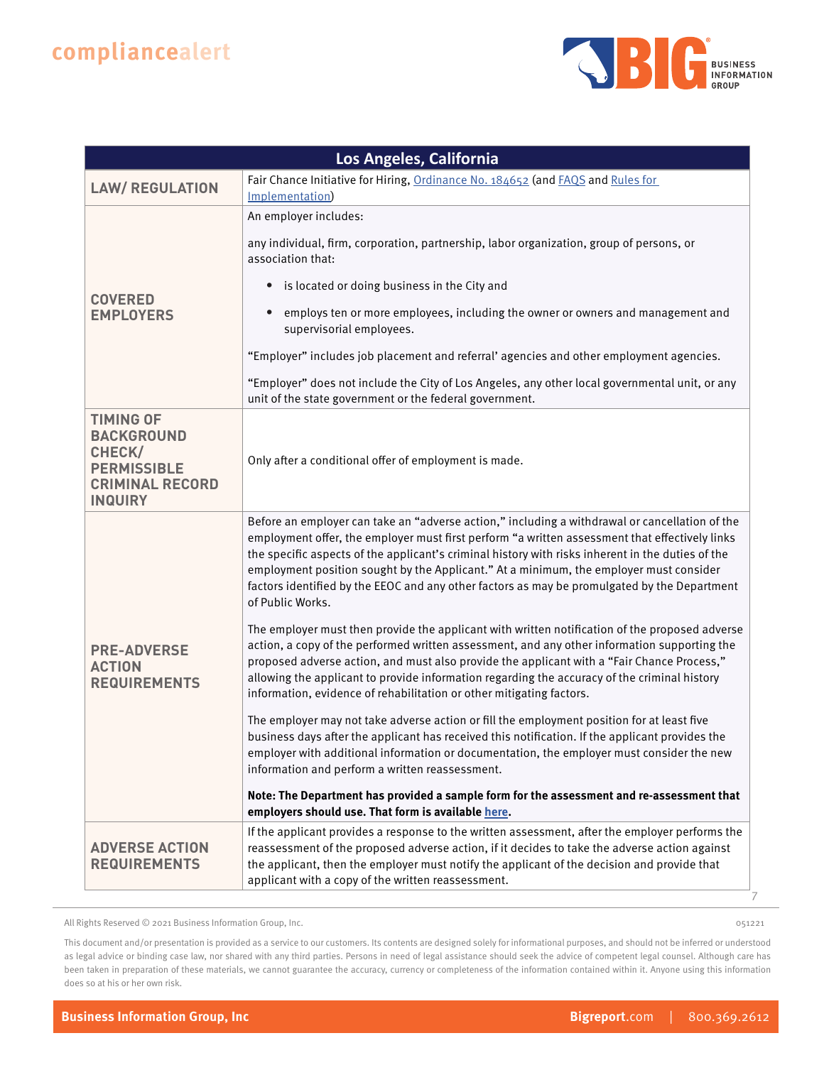| Los Angeles, California | |
|---|---|
| **LAW/ REGULATION** | Fair Chance Initiative for Hiring, Ordinance No. 184652 (and FAQS and Rules for Implementation) |
| **COVERED EMPLOYERS** | An employer includes:<br><br>any individual, firm, corporation, partnership, labor organization, group of persons, or association that:<br><br>• is located or doing business in the City and<br>• employs ten or more employees, including the owner or owners and management and supervisorial employees.<br><br>"Employer" includes job placement and referral' agencies and other employment agencies.<br><br>"Employer" does not include the City of Los Angeles, any other local governmental unit, or any unit of the state government or the federal government. |
| **TIMING OF BACKGROUND CHECK/ PERMISSIBLE CRIMINAL RECORD INQUIRY** | Only after a conditional offer of employment is made. |
| **PRE-ADVERSE ACTION REQUIREMENTS** | Before an employer can take an "adverse action," including a withdrawal or cancellation of the employment offer, the employer must first perform "a written assessment that effectively links the specific aspects of the applicant's criminal history with risks inherent in the duties of the employment position sought by the Applicant." At a minimum, the employer must consider factors identified by the EEOC and any other factors as may be promulgated by the Department of Public Works.<br><br>The employer must then provide the applicant with written notification of the proposed adverse action, a copy of the performed written assessment, and any other information supporting the proposed adverse action, and must also provide the applicant with a "Fair Chance Process," allowing the applicant to provide information regarding the accuracy of the criminal history information, evidence of rehabilitation or other mitigating factors.<br><br>The employer may not take adverse action or fill the employment position for at least five business days after the applicant has received this notification. If the applicant provides the employer with additional information or documentation, the employer must consider the new information and perform a written reassessment.<br><br>**Note: The Department has provided a sample form for the assessment and re-assessment that employers should use. That form is available here.** |
| **ADVERSE ACTION REQUIREMENTS** | If the applicant provides a response to the written assessment, after the employer performs the reassessment of the proposed adverse action, if it decides to take the adverse action against the applicant, then the employer must notify the applicant of the decision and provide that applicant with a copy of the written reassessment. |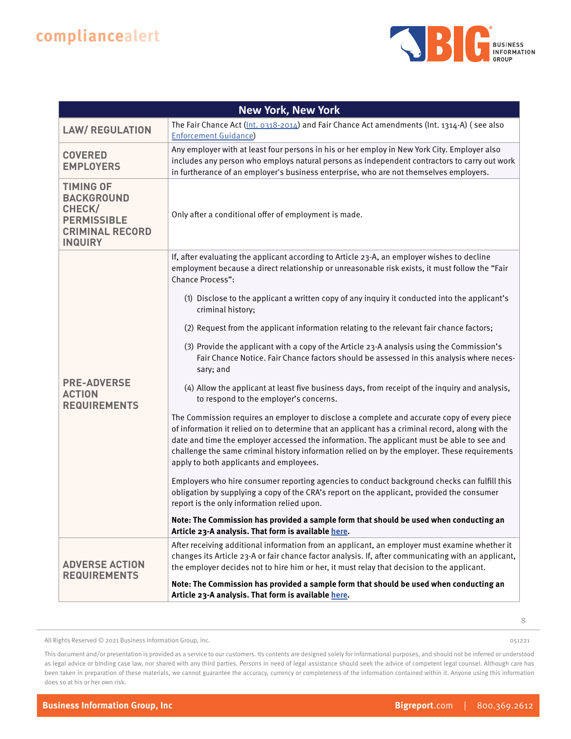| New York, New York | |
|---|---|
| **LAW/ REGULATION** | The Fair Chance Act (Int. 0318-2014) and Fair Chance Act amendments (Int. 1314-A) ( see also Enforcement Guidance) |
| **COVERED EMPLOYERS** | Any employer with at least four persons in his or her employ in New York City. Employer also includes any person who employs natural persons as independent contractors to carry out work in furtherance of an employer's business enterprise, who are not themselves employers. |
| **TIMING OF BACKGROUND CHECK/ PERMISSIBLE CRIMINAL RECORD INQUIRY** | Only after a conditional offer of employment is made. |
| **PRE-ADVERSE ACTION REQUIREMENTS** | If, after evaluating the applicant according to Article 23-A, an employer wishes to decline employment because a direct relationship or unreasonable risk exists, it must follow the "Fair Chance Process":<br><br>(1) Disclose to the applicant a written copy of any inquiry it conducted into the applicant's criminal history;<br><br>(2) Request from the applicant information relating to the relevant fair chance factors;<br><br>(3) Provide the applicant with a copy of the Article 23-A analysis using the Commission's Fair Chance Notice. Fair Chance factors should be assessed in this analysis where necessary; and<br><br>(4) Allow the applicant at least five business days, from receipt of the inquiry and analysis, to respond to the employer's concerns.<br><br>The Commission requires an employer to disclose a complete and accurate copy of every piece of information it relied on to determine that an applicant has a criminal record, along with the date and time the employer accessed the information. The applicant must be able to see and challenge the same criminal history information relied on by the employer. These requirements apply to both applicants and employees.<br><br>Employers who hire consumer reporting agencies to conduct background checks can fulfill this obligation by supplying a copy of the CRA's report on the applicant, provided the consumer report is the only information relied upon.<br><br>**Note: The Commission has provided a sample form that should be used when conducting an Article 23-A analysis. That form is available here.** |
| **ADVERSE ACTION REQUIREMENTS** | After receiving additional information from an applicant, an employer must examine whether it changes its Article 23-A or fair chance factor analysis. If, after communicating with an applicant, the employer decides not to hire him or her, it must relay that decision to the applicant.<br><br>**Note: The Commission has provided a sample form that should be used when conducting an Article 23-A analysis. That form is available here.** |

All Rights Reserved © 2021 Business Information Group, Inc.

051221

This document and/or presentation is provided as a service to our customers. Its contents are designed solely for informational purposes, and should not be inferred or understood as legal advice or binding case law, nor shared with any third parties. Persons in need of legal assistance should seek the advice of competent legal counsel. Although care has been taken in preparation of these materials, we cannot guarantee the accuracy, currency or completeness of the information contained within it. Anyone using this information does so at his or her own risk.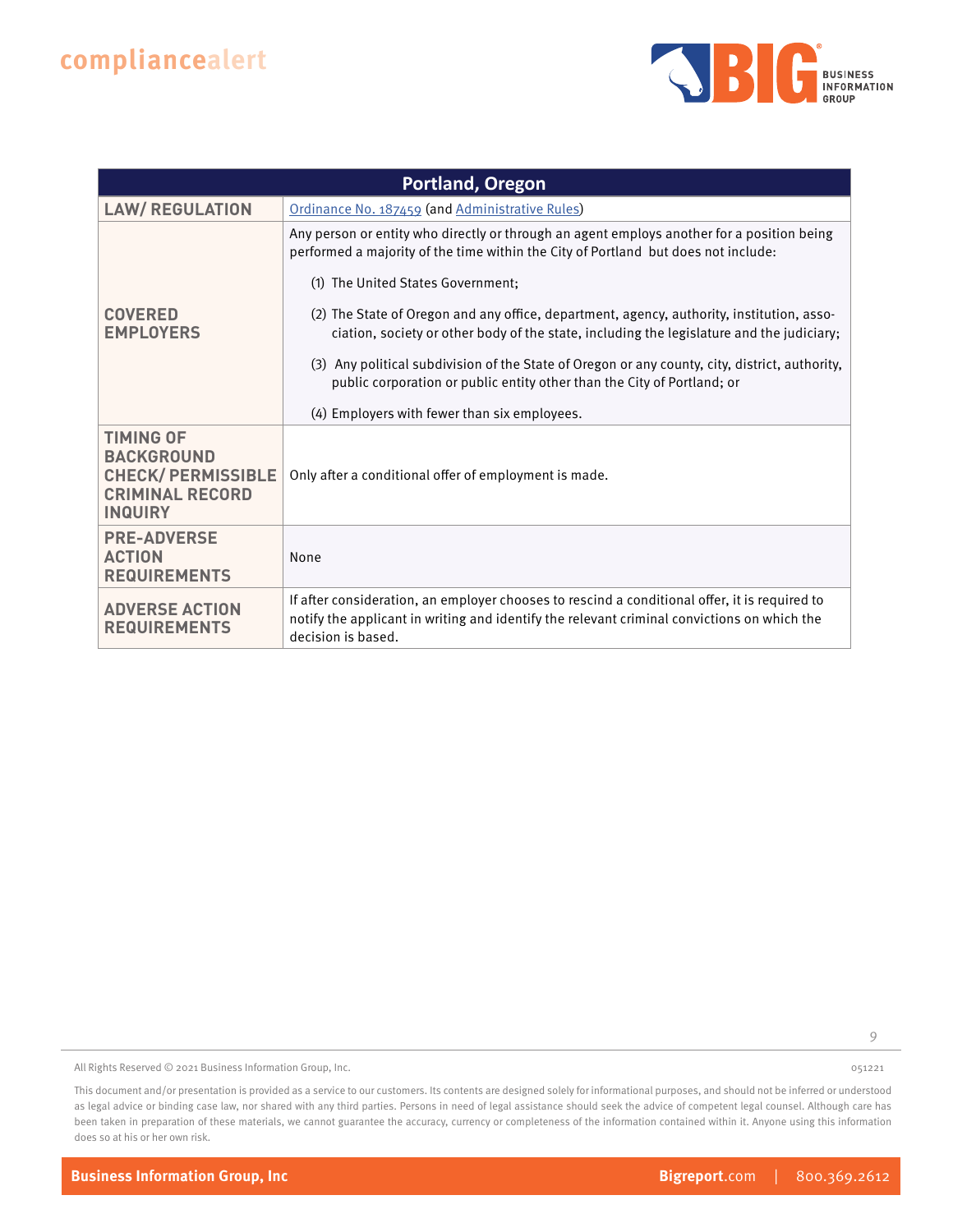| Portland, Oregon | |
|---|---|
| **LAW/ REGULATION** | Ordinance No. 187459 (and Administrative Rules) |
| **COVERED EMPLOYERS** | Any person or entity who directly or through an agent employs another for a position being performed a majority of the time within the City of Portland but does not include:<br><br>(1) The United States Government;<br><br>(2) The State of Oregon and any office, department, agency, authority, institution, association, society or other body of the state, including the legislature and the judiciary;<br><br>(3) Any political subdivision of the State of Oregon or any county, city, district, authority, public corporation or public entity other than the City of Portland; or<br><br>(4) Employers with fewer than six employees. |
| **TIMING OF BACKGROUND CHECK/ PERMISSIBLE CRIMINAL RECORD INQUIRY** | Only after a conditional offer of employment is made. |
| **PRE-ADVERSE ACTION REQUIREMENTS** | None |
| **ADVERSE ACTION REQUIREMENTS** | If after consideration, an employer chooses to rescind a conditional offer, it is required to notify the applicant in writing and identify the relevant criminal convictions on which the decision is based. |

All Rights Reserved © 2021 Business Information Group, Inc.

051221

This document and/or presentation is provided as a service to our customers. Its contents are designed solely for informational purposes, and should not be inferred or understood as legal advice or binding case law, nor shared with any third parties. Persons in need of legal assistance should seek the advice of competent legal counsel. Although care has been taken in preparation of these materials, we cannot guarantee the accuracy, currency or completeness of the information contained within it. Anyone using this information does so at his or her own risk.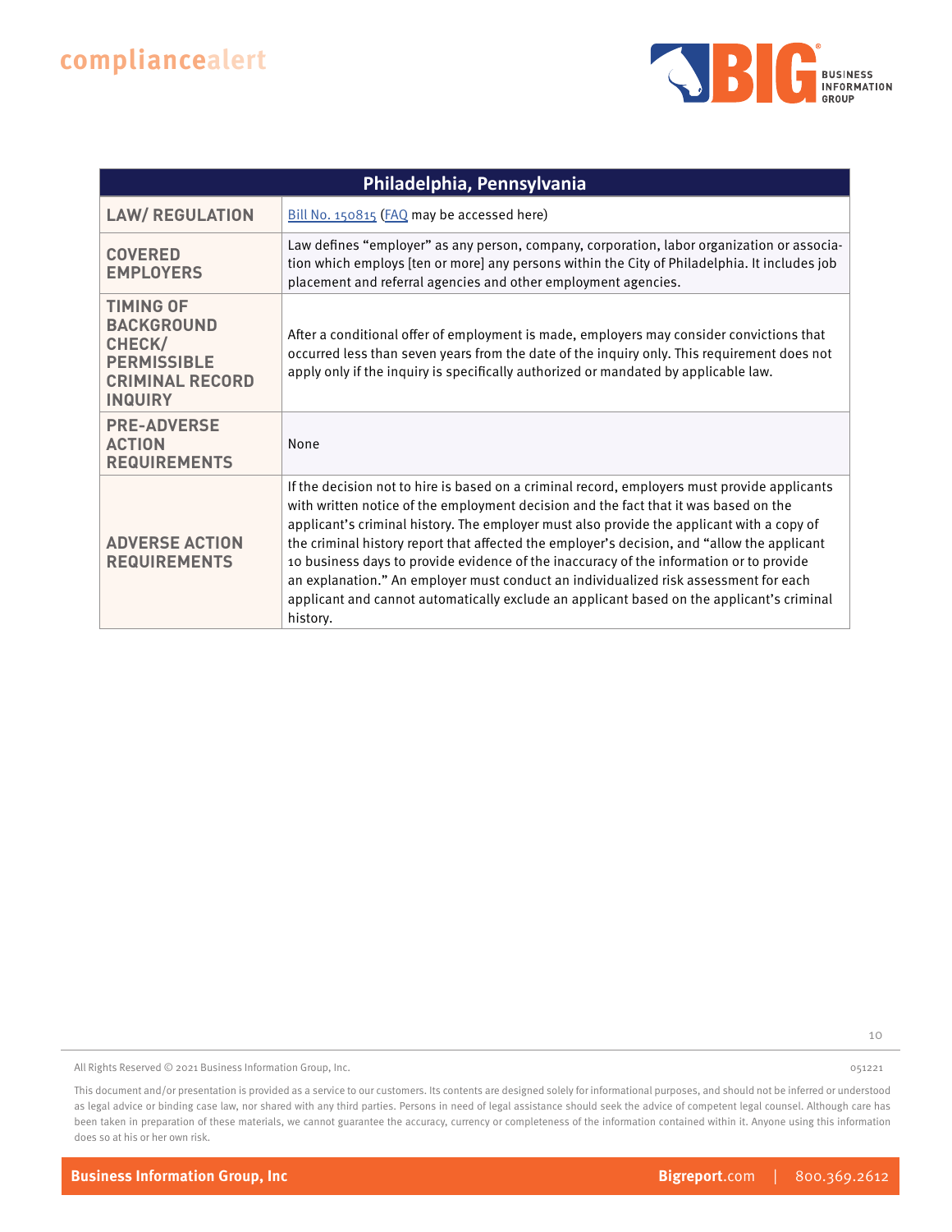| Philadelphia, Pennsylvania | |
|---|---|
| **LAW/ REGULATION** | Bill No. 150815 (FAQ may be accessed here) |
| **COVERED EMPLOYERS** | Law defines "employer" as any person, company, corporation, labor organization or association which employs [ten or more] any persons within the City of Philadelphia. It includes job placement and referral agencies and other employment agencies. |
| **TIMING OF BACKGROUND CHECK/ PERMISSIBLE CRIMINAL RECORD INQUIRY** | After a conditional offer of employment is made, employers may consider convictions that occurred less than seven years from the date of the inquiry only. This requirement does not apply only if the inquiry is specifically authorized or mandated by applicable law. |
| **PRE-ADVERSE ACTION REQUIREMENTS** | None |
| **ADVERSE ACTION REQUIREMENTS** | If the decision not to hire is based on a criminal record, employers must provide applicants with written notice of the employment decision and the fact that it was based on the applicant's criminal history. The employer must also provide the applicant with a copy of the criminal history report that affected the employer's decision, and "allow the applicant 10 business days to provide evidence of the inaccuracy of the information or to provide an explanation." An employer must conduct an individualized risk assessment for each applicant and cannot automatically exclude an applicant based on the applicant's criminal history. |

All Rights Reserved © 2021 Business Information Group, Inc.

051221

This document and/or presentation is provided as a service to our customers. Its contents are designed solely for informational purposes, and should not be inferred or understood as legal advice or binding case law, nor shared with any third parties. Persons in need of legal assistance should seek the advice of competent legal counsel. Although care has been taken in preparation of these materials, we cannot guarantee the accuracy, currency or completeness of the information contained within it. Anyone using this information does so at his or her own risk.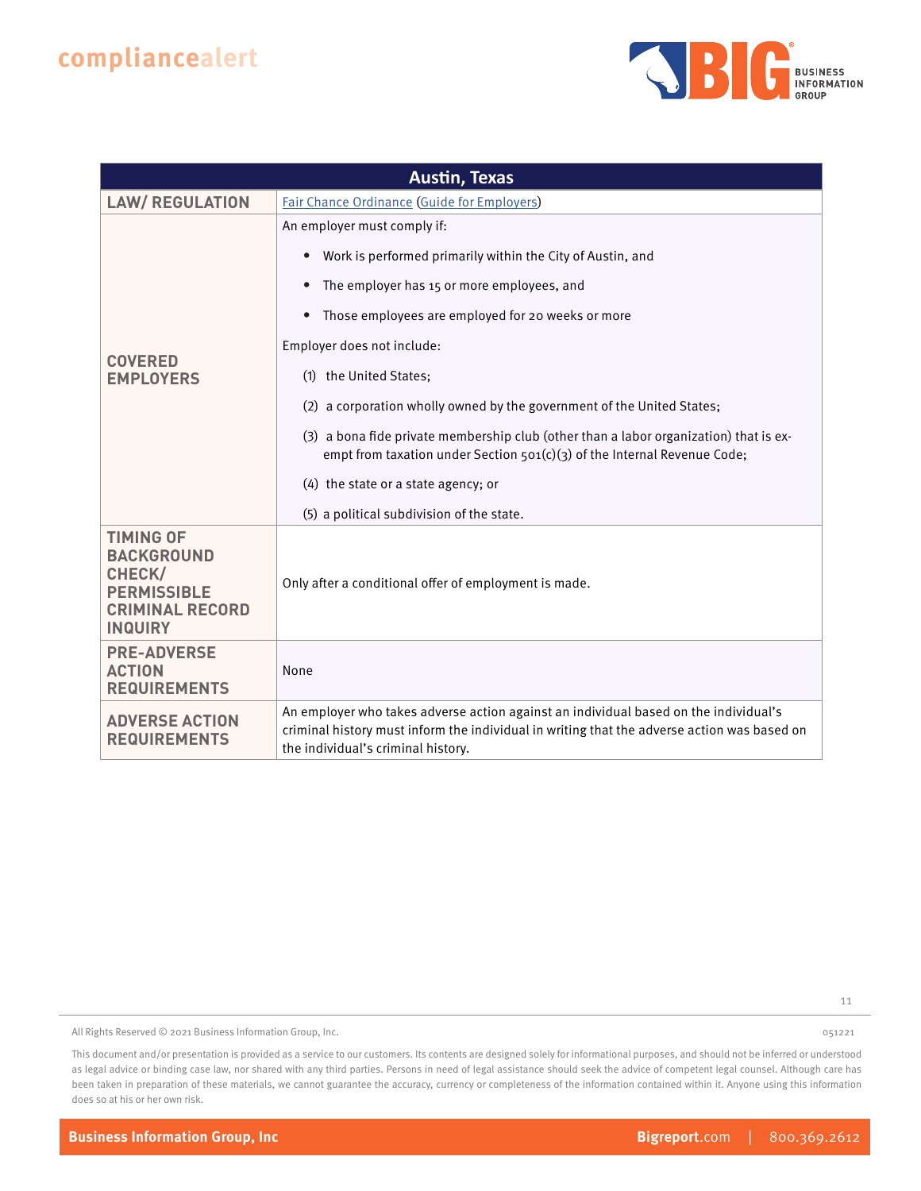| Austin, Texas | |
|---|---|
| **LAW/ REGULATION** | Fair Chance Ordinance (Guide for Employers) |
| **COVERED EMPLOYERS** | An employer must comply if:<br>• Work is performed primarily within the City of Austin, and<br>• The employer has 15 or more employees, and<br>• Those employees are employed for 20 weeks or more<br>Employer does not include:<br>(1) the United States;<br>(2) a corporation wholly owned by the government of the United States;<br>(3) a bona fide private membership club (other than a labor organization) that is exempt from taxation under Section 501(c)(3) of the Internal Revenue Code;<br>(4) the state or a state agency; or<br>(5) a political subdivision of the state. |
| **TIMING OF BACKGROUND CHECK/ PERMISSIBLE CRIMINAL RECORD INQUIRY** | Only after a conditional offer of employment is made. |
| **PRE-ADVERSE ACTION REQUIREMENTS** | None |
| **ADVERSE ACTION REQUIREMENTS** | An employer who takes adverse action against an individual based on the individual's criminal history must inform the individual in writing that the adverse action was based on the individual's criminal history. |

All Rights Reserved © 2021 Business Information Group, Inc.

051221

This document and/or presentation is provided as a service to our customers. Its contents are designed solely for informational purposes, and should not be inferred or understood as legal advice or binding case law, nor shared with any third parties. Persons in need of legal assistance should seek the advice of competent legal counsel. Although care has been taken in preparation of these materials, we cannot guarantee the accuracy, currency or completeness of the information contained within it. Anyone using this information does so at his or her own risk.

**Business Information Group, Inc** | **Bigreport**.com | 800.369.2612